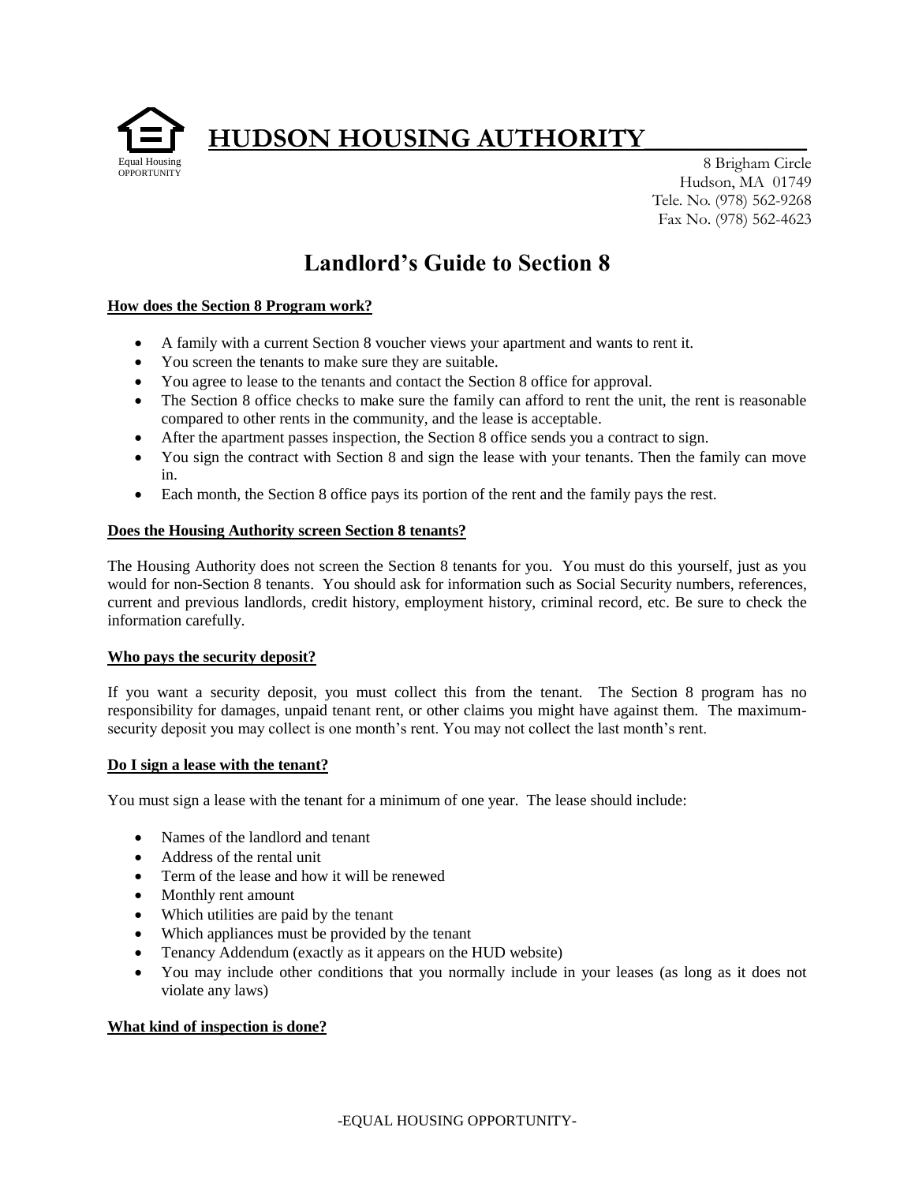# HUDSON HOUSING AUTHORITY

Equal Housing OPPORTUNITY

8 Brigham Circle
Hudson, MA 01749
Tele. No. (978) 562-9268
Fax No. (978) 562-4623

## Landlord's Guide to Section 8

**How does the Section 8 Program work?**

- A family with a current Section 8 voucher views your apartment and wants to rent it.
- You screen the tenants to make sure they are suitable.
- You agree to lease to the tenants and contact the Section 8 office for approval.
- The Section 8 office checks to make sure the family can afford to rent the unit, the rent is reasonable compared to other rents in the community, and the lease is acceptable.
- After the apartment passes inspection, the Section 8 office sends you a contract to sign.
- You sign the contract with Section 8 and sign the lease with your tenants. Then the family can move in.
- Each month, the Section 8 office pays its portion of the rent and the family pays the rest.

**Does the Housing Authority screen Section 8 tenants?**

The Housing Authority does not screen the Section 8 tenants for you. You must do this yourself, just as you would for non-Section 8 tenants. You should ask for information such as Social Security numbers, references, current and previous landlords, credit history, employment history, criminal record, etc. Be sure to check the information carefully.

**Who pays the security deposit?**

If you want a security deposit, you must collect this from the tenant. The Section 8 program has no responsibility for damages, unpaid tenant rent, or other claims you might have against them. The maximum-security deposit you may collect is one month's rent. You may not collect the last month's rent.

**Do I sign a lease with the tenant?**

You must sign a lease with the tenant for a minimum of one year. The lease should include:

- Names of the landlord and tenant
- Address of the rental unit
- Term of the lease and how it will be renewed
- Monthly rent amount
- Which utilities are paid by the tenant
- Which appliances must be provided by the tenant
- Tenancy Addendum (exactly as it appears on the HUD website)
- You may include other conditions that you normally include in your leases (as long as it does not violate any laws)

**What kind of inspection is done?**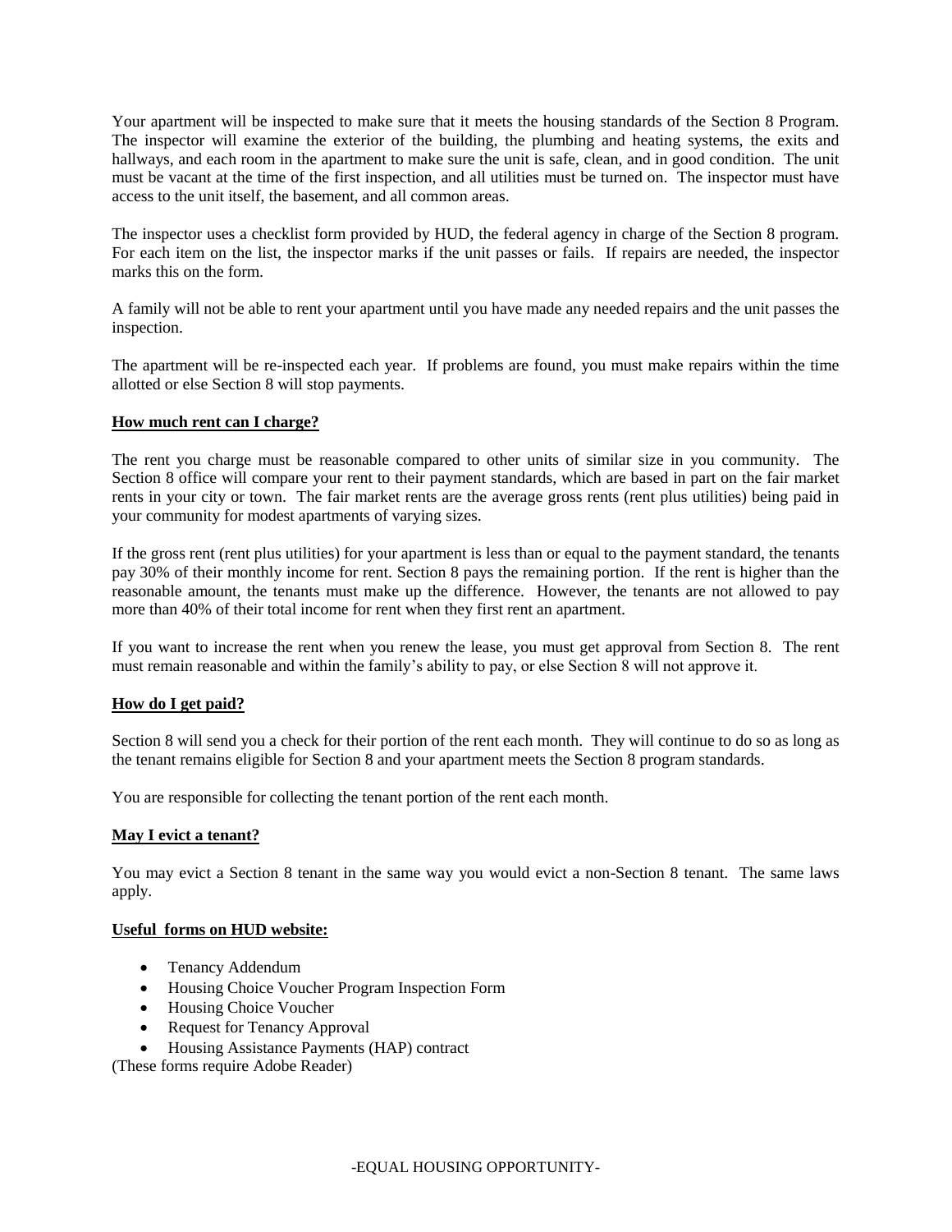Your apartment will be inspected to make sure that it meets the housing standards of the Section 8 Program. The inspector will examine the exterior of the building, the plumbing and heating systems, the exits and hallways, and each room in the apartment to make sure the unit is safe, clean, and in good condition. The unit must be vacant at the time of the first inspection, and all utilities must be turned on. The inspector must have access to the unit itself, the basement, and all common areas.

The inspector uses a checklist form provided by HUD, the federal agency in charge of the Section 8 program. For each item on the list, the inspector marks if the unit passes or fails. If repairs are needed, the inspector marks this on the form.

A family will not be able to rent your apartment until you have made any needed repairs and the unit passes the inspection.

The apartment will be re-inspected each year. If problems are found, you must make repairs within the time allotted or else Section 8 will stop payments.

**How much rent can I charge?**

The rent you charge must be reasonable compared to other units of similar size in you community. The Section 8 office will compare your rent to their payment standards, which are based in part on the fair market rents in your city or town. The fair market rents are the average gross rents (rent plus utilities) being paid in your community for modest apartments of varying sizes.

If the gross rent (rent plus utilities) for your apartment is less than or equal to the payment standard, the tenants pay 30% of their monthly income for rent. Section 8 pays the remaining portion. If the rent is higher than the reasonable amount, the tenants must make up the difference. However, the tenants are not allowed to pay more than 40% of their total income for rent when they first rent an apartment.

If you want to increase the rent when you renew the lease, you must get approval from Section 8. The rent must remain reasonable and within the family's ability to pay, or else Section 8 will not approve it.

**How do I get paid?**

Section 8 will send you a check for their portion of the rent each month. They will continue to do so as long as the tenant remains eligible for Section 8 and your apartment meets the Section 8 program standards.

You are responsible for collecting the tenant portion of the rent each month.

**May I evict a tenant?**

You may evict a Section 8 tenant in the same way you would evict a non-Section 8 tenant. The same laws apply.

**Useful forms on HUD website:**

- Tenancy Addendum
- Housing Choice Voucher Program Inspection Form
- Housing Choice Voucher
- Request for Tenancy Approval
- Housing Assistance Payments (HAP) contract

(These forms require Adobe Reader)

-EQUAL HOUSING OPPORTUNITY-